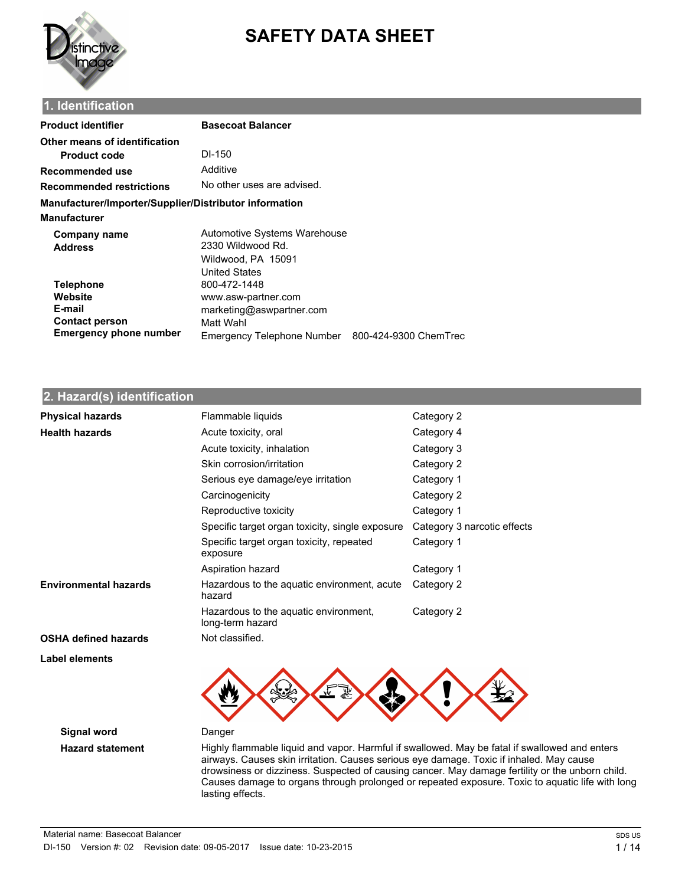# SAFETY DATA SHEET

## 1. Identification

| | |
|---|---|
| **Product identifier** | **Basecoat Balancer** |
| **Other means of identification** | |
| **Product code** | DI-150 |
| **Recommended use** | Additive |
| **Recommended restrictions** | No other uses are advised. |

**Manufacturer/Importer/Supplier/Distributor information**

**Manufacturer**

| | |
|---|---|
| **Company name** | Automotive Systems Warehouse |
| **Address** | 2330 Wildwood Rd.<br>Wildwood, PA 15091<br>United States |
| **Telephone** | 800-472-1448 |
| **Website** | www.asw-partner.com |
| **E-mail** | marketing@aswpartner.com |
| **Contact person** | Matt Wahl |
| **Emergency phone number** | Emergency Telephone Number 800-424-9300 ChemTrec |

## 2. Hazard(s) identification

| | | |
|---|---|---|
| **Physical hazards** | Flammable liquids | Category 2 |
| **Health hazards** | Acute toxicity, oral | Category 4 |
| | Acute toxicity, inhalation | Category 3 |
| | Skin corrosion/irritation | Category 2 |
| | Serious eye damage/eye irritation | Category 1 |
| | Carcinogenicity | Category 2 |
| | Reproductive toxicity | Category 1 |
| | Specific target organ toxicity, single exposure | Category 3 narcotic effects |
| | Specific target organ toxicity, repeated exposure | Category 1 |
| | Aspiration hazard | Category 1 |
| **Environmental hazards** | Hazardous to the aquatic environment, acute hazard | Category 2 |
| | Hazardous to the aquatic environment, long-term hazard | Category 2 |
| **OSHA defined hazards** | Not classified. | |

**Label elements**

**Signal word** Danger

**Hazard statement** Highly flammable liquid and vapor. Harmful if swallowed. May be fatal if swallowed and enters airways. Causes skin irritation. Causes serious eye damage. Toxic if inhaled. May cause drowsiness or dizziness. Suspected of causing cancer. May damage fertility or the unborn child. Causes damage to organs through prolonged or repeated exposure. Toxic to aquatic life with long lasting effects.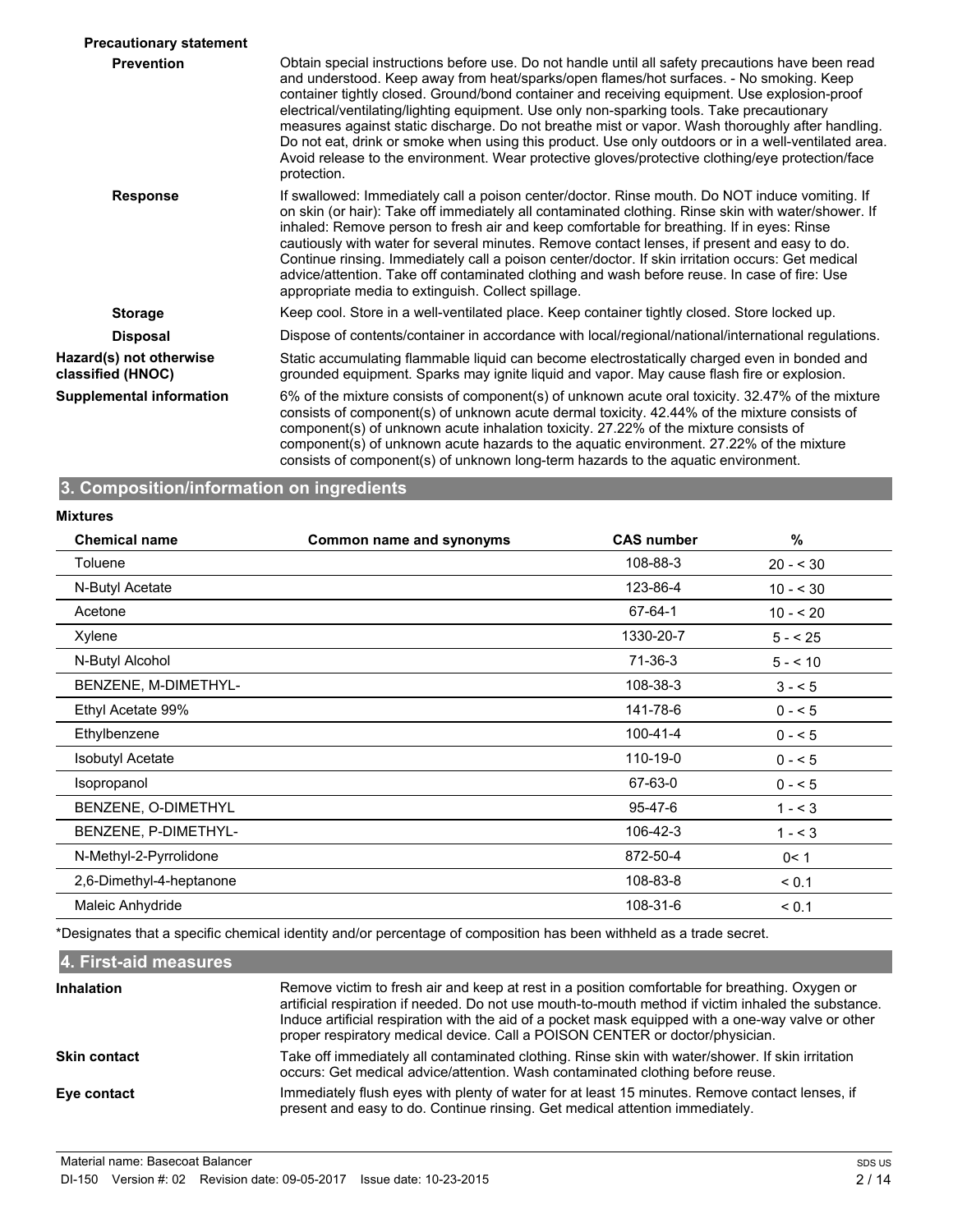**Precautionary statement**

**Prevention**

Obtain special instructions before use. Do not handle until all safety precautions have been read and understood. Keep away from heat/sparks/open flames/hot surfaces. - No smoking. Keep container tightly closed. Ground/bond container and receiving equipment. Use explosion-proof electrical/ventilating/lighting equipment. Use only non-sparking tools. Take precautionary measures against static discharge. Do not breathe mist or vapor. Wash thoroughly after handling. Do not eat, drink or smoke when using this product. Use only outdoors or in a well-ventilated area. Avoid release to the environment. Wear protective gloves/protective clothing/eye protection/face protection.

**Response**

If swallowed: Immediately call a poison center/doctor. Rinse mouth. Do NOT induce vomiting. If on skin (or hair): Take off immediately all contaminated clothing. Rinse skin with water/shower. If inhaled: Remove person to fresh air and keep comfortable for breathing. If in eyes: Rinse cautiously with water for several minutes. Remove contact lenses, if present and easy to do. Continue rinsing. Immediately call a poison center/doctor. If skin irritation occurs: Get medical advice/attention. Take off contaminated clothing and wash before reuse. In case of fire: Use appropriate media to extinguish. Collect spillage.

**Storage**

Keep cool. Store in a well-ventilated place. Keep container tightly closed. Store locked up.

**Disposal**

Dispose of contents/container in accordance with local/regional/national/international regulations.

**Hazard(s) not otherwise classified (HNOC)**

Static accumulating flammable liquid can become electrostatically charged even in bonded and grounded equipment. Sparks may ignite liquid and vapor. May cause flash fire or explosion.

**Supplemental information**

6% of the mixture consists of component(s) of unknown acute oral toxicity. 32.47% of the mixture consists of component(s) of unknown acute dermal toxicity. 42.44% of the mixture consists of component(s) of unknown acute inhalation toxicity. 27.22% of the mixture consists of component(s) of unknown acute hazards to the aquatic environment. 27.22% of the mixture consists of component(s) of unknown long-term hazards to the aquatic environment.

## 3. Composition/information on ingredients

**Mixtures**

| Chemical name | Common name and synonyms | CAS number | % |
|---|---|---|---|
| Toluene | | 108-88-3 | 20 - < 30 |
| N-Butyl Acetate | | 123-86-4 | 10 - < 30 |
| Acetone | | 67-64-1 | 10 - < 20 |
| Xylene | | 1330-20-7 | 5 - < 25 |
| N-Butyl Alcohol | | 71-36-3 | 5 - < 10 |
| BENZENE, M-DIMETHYL- | | 108-38-3 | 3 - < 5 |
| Ethyl Acetate 99% | | 141-78-6 | 0 - < 5 |
| Ethylbenzene | | 100-41-4 | 0 - < 5 |
| Isobutyl Acetate | | 110-19-0 | 0 - < 5 |
| Isopropanol | | 67-63-0 | 0 - < 5 |
| BENZENE, O-DIMETHYL | | 95-47-6 | 1 - < 3 |
| BENZENE, P-DIMETHYL- | | 106-42-3 | 1 - < 3 |
| N-Methyl-2-Pyrrolidone | | 872-50-4 | 0< 1 |
| 2,6-Dimethyl-4-heptanone | | 108-83-8 | < 0.1 |
| Maleic Anhydride | | 108-31-6 | < 0.1 |

*Designates that a specific chemical identity and/or percentage of composition has been withheld as a trade secret.

## 4. First-aid measures

**Inhalation**

Remove victim to fresh air and keep at rest in a position comfortable for breathing. Oxygen or artificial respiration if needed. Do not use mouth-to-mouth method if victim inhaled the substance. Induce artificial respiration with the aid of a pocket mask equipped with a one-way valve or other proper respiratory medical device. Call a POISON CENTER or doctor/physician.

**Skin contact**

Take off immediately all contaminated clothing. Rinse skin with water/shower. If skin irritation occurs: Get medical advice/attention. Wash contaminated clothing before reuse.

**Eye contact**

Immediately flush eyes with plenty of water for at least 15 minutes. Remove contact lenses, if present and easy to do. Continue rinsing. Get medical attention immediately.

Material name: Basecoat Balancer

DI-150 Version #: 02 Revision date: 09-05-2017 Issue date: 10-23-2015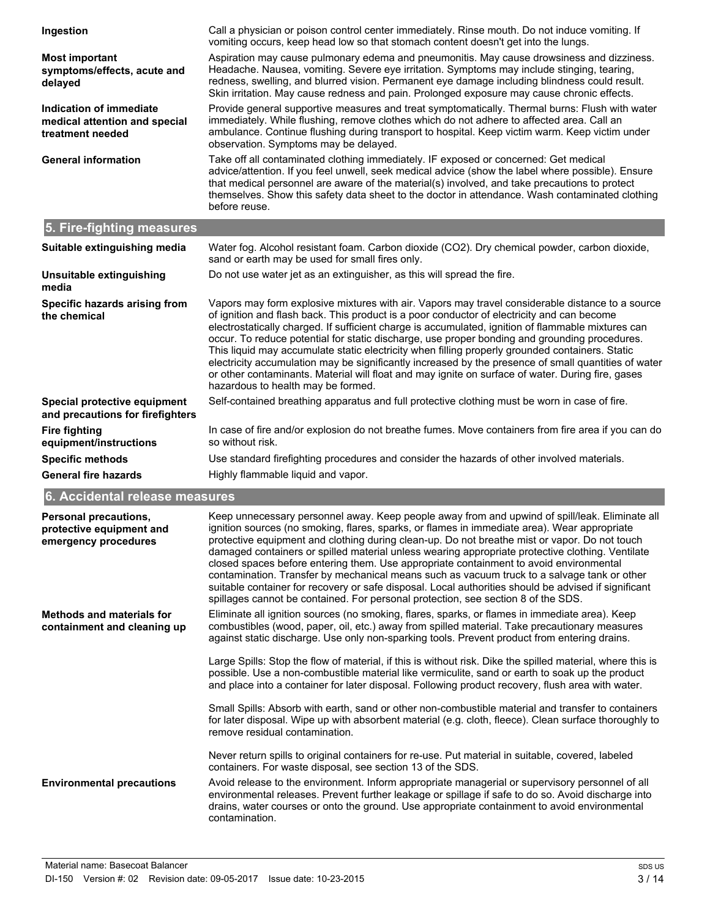**Ingestion**

Call a physician or poison control center immediately. Rinse mouth. Do not induce vomiting. If vomiting occurs, keep head low so that stomach content doesn't get into the lungs.

**Most important symptoms/effects, acute and delayed**

Aspiration may cause pulmonary edema and pneumonitis. May cause drowsiness and dizziness. Headache. Nausea, vomiting. Severe eye irritation. Symptoms may include stinging, tearing, redness, swelling, and blurred vision. Permanent eye damage including blindness could result. Skin irritation. May cause redness and pain. Prolonged exposure may cause chronic effects.

**Indication of immediate medical attention and special treatment needed**

Provide general supportive measures and treat symptomatically. Thermal burns: Flush with water immediately. While flushing, remove clothes which do not adhere to affected area. Call an ambulance. Continue flushing during transport to hospital. Keep victim warm. Keep victim under observation. Symptoms may be delayed.

**General information**

Take off all contaminated clothing immediately. IF exposed or concerned: Get medical advice/attention. If you feel unwell, seek medical advice (show the label where possible). Ensure that medical personnel are aware of the material(s) involved, and take precautions to protect themselves. Show this safety data sheet to the doctor in attendance. Wash contaminated clothing before reuse.

## 5. Fire-fighting measures

**Suitable extinguishing media**

Water fog. Alcohol resistant foam. Carbon dioxide ($CO_2$). Dry chemical powder, carbon dioxide, sand or earth may be used for small fires only.

**Unsuitable extinguishing media**

Do not use water jet as an extinguisher, as this will spread the fire.

**Specific hazards arising from the chemical**

Vapors may form explosive mixtures with air. Vapors may travel considerable distance to a source of ignition and flash back. This product is a poor conductor of electricity and can become electrostatically charged. If sufficient charge is accumulated, ignition of flammable mixtures can occur. To reduce potential for static discharge, use proper bonding and grounding procedures. This liquid may accumulate static electricity when filling properly grounded containers. Static electricity accumulation may be significantly increased by the presence of small quantities of water or other contaminants. Material will float and may ignite on surface of water. During fire, gases hazardous to health may be formed.

**Special protective equipment and precautions for firefighters**

Self-contained breathing apparatus and full protective clothing must be worn in case of fire.

**Fire fighting equipment/instructions**

In case of fire and/or explosion do not breathe fumes. Move containers from fire area if you can do so without risk.

**Specific methods**

Use standard firefighting procedures and consider the hazards of other involved materials.

**General fire hazards**

Highly flammable liquid and vapor.

## 6. Accidental release measures

**Personal precautions, protective equipment and emergency procedures**

Keep unnecessary personnel away. Keep people away from and upwind of spill/leak. Eliminate all ignition sources (no smoking, flares, sparks, or flames in immediate area). Wear appropriate protective equipment and clothing during clean-up. Do not breathe mist or vapor. Do not touch damaged containers or spilled material unless wearing appropriate protective clothing. Ventilate closed spaces before entering them. Use appropriate containment to avoid environmental contamination. Transfer by mechanical means such as vacuum truck to a salvage tank or other suitable container for recovery or safe disposal. Local authorities should be advised if significant spillages cannot be contained. For personal protection, see section 8 of the SDS.

**Methods and materials for containment and cleaning up**

Eliminate all ignition sources (no smoking, flares, sparks, or flames in immediate area). Keep combustibles (wood, paper, oil, etc.) away from spilled material. Take precautionary measures against static discharge. Use only non-sparking tools. Prevent product from entering drains.

Large Spills: Stop the flow of material, if this is without risk. Dike the spilled material, where this is possible. Use a non-combustible material like vermiculite, sand or earth to soak up the product and place into a container for later disposal. Following product recovery, flush area with water.

Small Spills: Absorb with earth, sand or other non-combustible material and transfer to containers for later disposal. Wipe up with absorbent material (e.g. cloth, fleece). Clean surface thoroughly to remove residual contamination.

Never return spills to original containers for re-use. Put material in suitable, covered, labeled containers. For waste disposal, see section 13 of the SDS.

**Environmental precautions**

Avoid release to the environment. Inform appropriate managerial or supervisory personnel of all environmental releases. Prevent further leakage or spillage if safe to do so. Avoid discharge into drains, water courses or onto the ground. Use appropriate containment to avoid environmental contamination.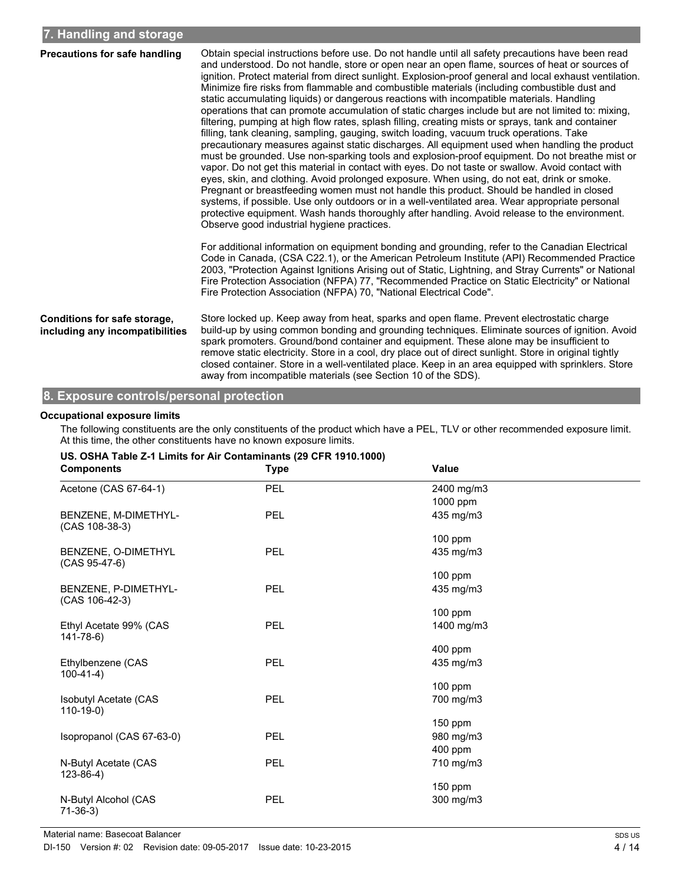## 7. Handling and storage

**Precautions for safe handling**

Obtain special instructions before use. Do not handle until all safety precautions have been read and understood. Do not handle, store or open near an open flame, sources of heat or sources of ignition. Protect material from direct sunlight. Explosion-proof general and local exhaust ventilation. Minimize fire risks from flammable and combustible materials (including combustible dust and static accumulating liquids) or dangerous reactions with incompatible materials. Handling operations that can promote accumulation of static charges include but are not limited to: mixing, filtering, pumping at high flow rates, splash filling, creating mists or sprays, tank and container filling, tank cleaning, sampling, gauging, switch loading, vacuum truck operations. Take precautionary measures against static discharges. All equipment used when handling the product must be grounded. Use non-sparking tools and explosion-proof equipment. Do not breathe mist or vapor. Do not get this material in contact with eyes. Do not taste or swallow. Avoid contact with eyes, skin, and clothing. Avoid prolonged exposure. When using, do not eat, drink or smoke. Pregnant or breastfeeding women must not handle this product. Should be handled in closed systems, if possible. Use only outdoors or in a well-ventilated area. Wear appropriate personal protective equipment. Wash hands thoroughly after handling. Avoid release to the environment. Observe good industrial hygiene practices.

For additional information on equipment bonding and grounding, refer to the Canadian Electrical Code in Canada, (CSA C22.1), or the American Petroleum Institute (API) Recommended Practice 2003, "Protection Against Ignitions Arising out of Static, Lightning, and Stray Currents" or National Fire Protection Association (NFPA) 77, "Recommended Practice on Static Electricity" or National Fire Protection Association (NFPA) 70, "National Electrical Code".

**Conditions for safe storage, including any incompatibilities**

Store locked up. Keep away from heat, sparks and open flame. Prevent electrostatic charge build-up by using common bonding and grounding techniques. Eliminate sources of ignition. Avoid spark promoters. Ground/bond container and equipment. These alone may be insufficient to remove static electricity. Store in a cool, dry place out of direct sunlight. Store in original tightly closed container. Store in a well-ventilated place. Keep in an area equipped with sprinklers. Store away from incompatible materials (see Section 10 of the SDS).

## 8. Exposure controls/personal protection

**Occupational exposure limits**

The following constituents are the only constituents of the product which have a PEL, TLV or other recommended exposure limit. At this time, the other constituents have no known exposure limits.

**US. OSHA Table Z-1 Limits for Air Contaminants (29 CFR 1910.1000)**

| Components | Type | Value |
|---|---|---|
| Acetone (CAS 67-64-1) | PEL | 2400 mg/m3 |
| | | 1000 ppm |
| BENZENE, M-DIMETHYL- (CAS 108-38-3) | PEL | 435 mg/m3 |
| | | 100 ppm |
| BENZENE, O-DIMETHYL (CAS 95-47-6) | PEL | 435 mg/m3 |
| | | 100 ppm |
| BENZENE, P-DIMETHYL- (CAS 106-42-3) | PEL | 435 mg/m3 |
| | | 100 ppm |
| Ethyl Acetate 99% (CAS 141-78-6) | PEL | 1400 mg/m3 |
| | | 400 ppm |
| Ethylbenzene (CAS 100-41-4) | PEL | 435 mg/m3 |
| | | 100 ppm |
| Isobutyl Acetate (CAS 110-19-0) | PEL | 700 mg/m3 |
| | | 150 ppm |
| Isopropanol (CAS 67-63-0) | PEL | 980 mg/m3 |
| | | 400 ppm |
| N-Butyl Acetate (CAS 123-86-4) | PEL | 710 mg/m3 |
| | | 150 ppm |
| N-Butyl Alcohol (CAS 71-36-3) | PEL | 300 mg/m3 |

Material name: Basecoat Balancer

DI-150 Version #: 02 Revision date: 09-05-2017 Issue date: 10-23-2015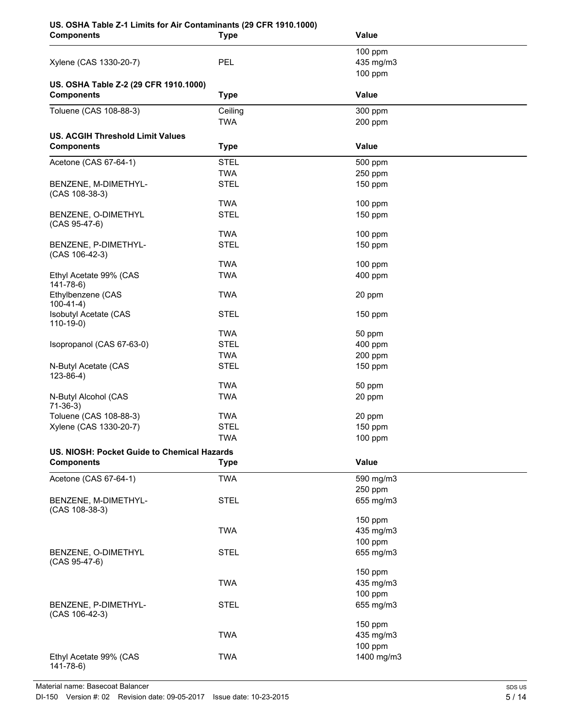**US. OSHA Table Z-1 Limits for Air Contaminants (29 CFR 1910.1000)**

| Components | Type | Value |
| --- | --- | --- |
| | | 100 ppm |
| Xylene (CAS 1330-20-7) | PEL | 435 mg/m3 |
| | | 100 ppm |

**US. OSHA Table Z-2 (29 CFR 1910.1000)**

| Components | Type | Value |
| --- | --- | --- |
| Toluene (CAS 108-88-3) | Ceiling | 300 ppm |
| | TWA | 200 ppm |

**US. ACGIH Threshold Limit Values**

| Components | Type | Value |
| --- | --- | --- |
| Acetone (CAS 67-64-1) | STEL | 500 ppm |
| | TWA | 250 ppm |
| BENZENE, M-DIMETHYL- (CAS 108-38-3) | STEL | 150 ppm |
| | TWA | 100 ppm |
| BENZENE, O-DIMETHYL (CAS 95-47-6) | STEL | 150 ppm |
| | TWA | 100 ppm |
| BENZENE, P-DIMETHYL- (CAS 106-42-3) | STEL | 150 ppm |
| | TWA | 100 ppm |
| Ethyl Acetate 99% (CAS 141-78-6) | TWA | 400 ppm |
| Ethylbenzene (CAS 100-41-4) | TWA | 20 ppm |
| Isobutyl Acetate (CAS 110-19-0) | STEL | 150 ppm |
| | TWA | 50 ppm |
| Isopropanol (CAS 67-63-0) | STEL | 400 ppm |
| | TWA | 200 ppm |
| N-Butyl Acetate (CAS 123-86-4) | STEL | 150 ppm |
| | TWA | 50 ppm |
| N-Butyl Alcohol (CAS 71-36-3) | TWA | 20 ppm |
| Toluene (CAS 108-88-3) | TWA | 20 ppm |
| Xylene (CAS 1330-20-7) | STEL | 150 ppm |
| | TWA | 100 ppm |

**US. NIOSH: Pocket Guide to Chemical Hazards**

| Components | Type | Value |
| --- | --- | --- |
| Acetone (CAS 67-64-1) | TWA | 590 mg/m3 |
| | | 250 ppm |
| BENZENE, M-DIMETHYL- (CAS 108-38-3) | STEL | 655 mg/m3 |
| | | 150 ppm |
| | TWA | 435 mg/m3 |
| | | 100 ppm |
| BENZENE, O-DIMETHYL (CAS 95-47-6) | STEL | 655 mg/m3 |
| | | 150 ppm |
| | TWA | 435 mg/m3 |
| | | 100 ppm |
| BENZENE, P-DIMETHYL- (CAS 106-42-3) | STEL | 655 mg/m3 |
| | | 150 ppm |
| | TWA | 435 mg/m3 |
| | | 100 ppm |
| Ethyl Acetate 99% (CAS 141-78-6) | TWA | 1400 mg/m3 |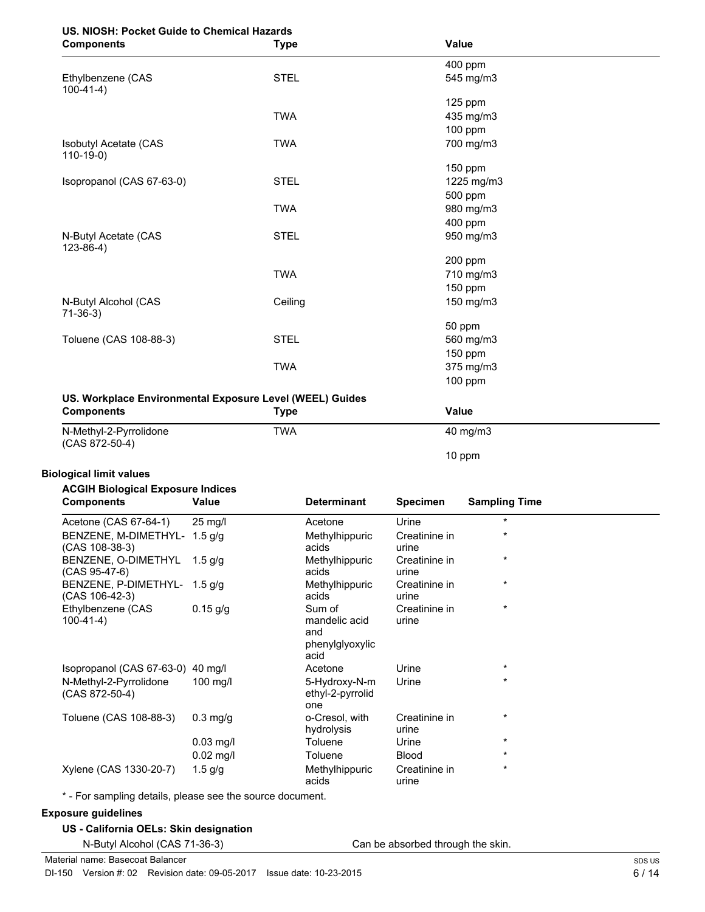**US. NIOSH: Pocket Guide to Chemical Hazards**

| Components | Type | Value |
|---|---|---|
| | | 400 ppm |
| Ethylbenzene (CAS 100-41-4) | STEL | 545 mg/m3 |
| | | 125 ppm |
| | TWA | 435 mg/m3 |
| | | 100 ppm |
| Isobutyl Acetate (CAS 110-19-0) | TWA | 700 mg/m3 |
| | | 150 ppm |
| Isopropanol (CAS 67-63-0) | STEL | 1225 mg/m3 |
| | | 500 ppm |
| | TWA | 980 mg/m3 |
| | | 400 ppm |
| N-Butyl Acetate (CAS 123-86-4) | STEL | 950 mg/m3 |
| | | 200 ppm |
| | TWA | 710 mg/m3 |
| | | 150 ppm |
| N-Butyl Alcohol (CAS 71-36-3) | Ceiling | 150 mg/m3 |
| | | 50 ppm |
| Toluene (CAS 108-88-3) | STEL | 560 mg/m3 |
| | | 150 ppm |
| | TWA | 375 mg/m3 |
| | | 100 ppm |

**US. Workplace Environmental Exposure Level (WEEL) Guides**

| Components | Type | Value |
|---|---|---|
| N-Methyl-2-Pyrrolidone (CAS 872-50-4) | TWA | 40 mg/m3 |
| | | 10 ppm |

**Biological limit values**

**ACGIH Biological Exposure Indices**

| Components | Value | Determinant | Specimen | Sampling Time |
|---|---|---|---|---|
| Acetone (CAS 67-64-1) | 25 mg/l | Acetone | Urine | * |
| BENZENE, M-DIMETHYL- (CAS 108-38-3) | 1.5 g/g | Methylhippuric acids | Creatinine in urine | * |
| BENZENE, O-DIMETHYL (CAS 95-47-6) | 1.5 g/g | Methylhippuric acids | Creatinine in urine | * |
| BENZENE, P-DIMETHYL- (CAS 106-42-3) | 1.5 g/g | Methylhippuric acids | Creatinine in urine | * |
| Ethylbenzene (CAS 100-41-4) | 0.15 g/g | Sum of mandelic acid and phenylglyoxylic acid | Creatinine in urine | * |
| Isopropanol (CAS 67-63-0) | 40 mg/l | Acetone | Urine | * |
| N-Methyl-2-Pyrrolidone (CAS 872-50-4) | 100 mg/l | 5-Hydroxy-N-methyl-2-pyrrolidone | Urine | * |
| Toluene (CAS 108-88-3) | 0.3 mg/g | o-Cresol, with hydrolysis | Creatinine in urine | * |
| | 0.03 mg/l | Toluene | Urine | * |
| | 0.02 mg/l | Toluene | Blood | * |
| Xylene (CAS 1330-20-7) | 1.5 g/g | Methylhippuric acids | Creatinine in urine | * |

* - For sampling details, please see the source document.

**Exposure guidelines**

**US - California OELs: Skin designation**

| | |
|---|---|
| N-Butyl Alcohol (CAS 71-36-3) | Can be absorbed through the skin. |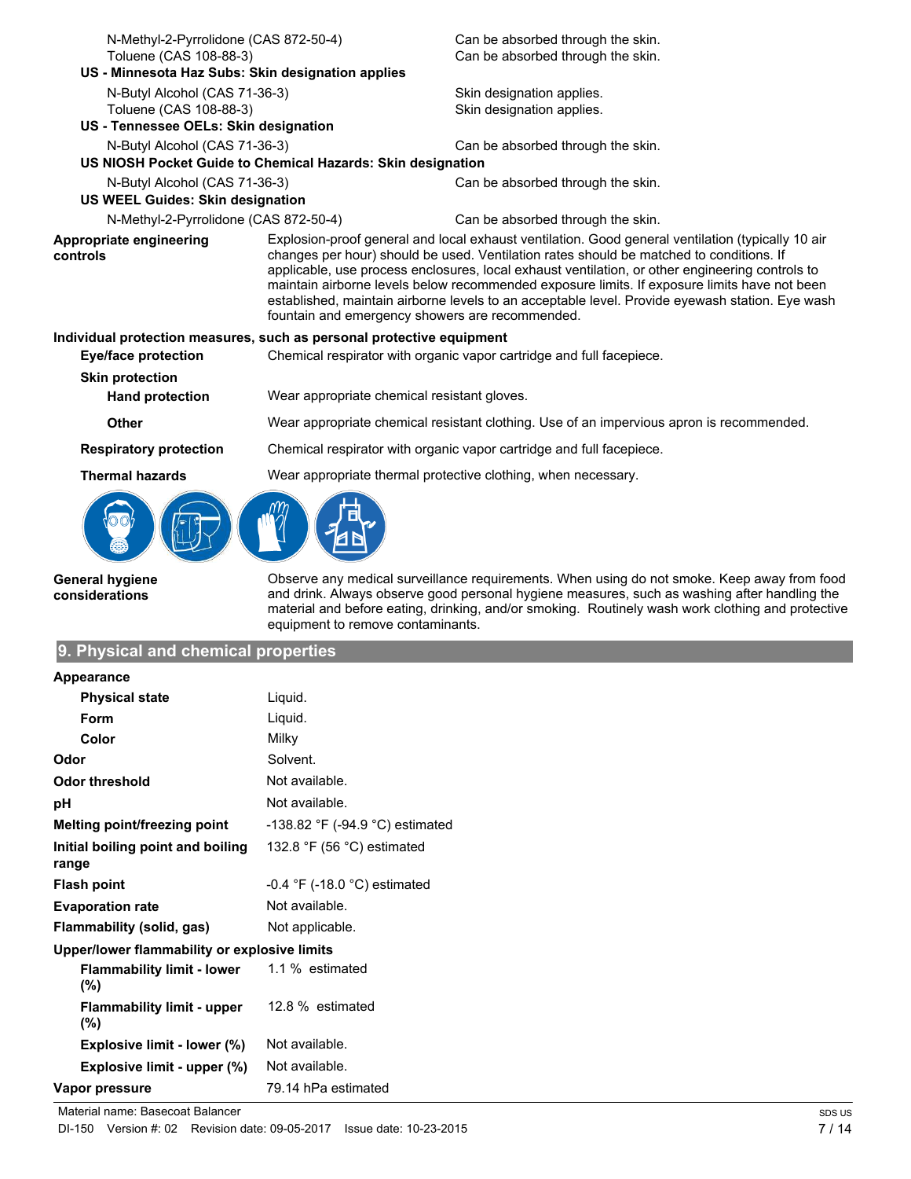| | |
|---|---|
| N-Methyl-2-Pyrrolidone (CAS 872-50-4) | Can be absorbed through the skin. |
| Toluene (CAS 108-88-3) | Can be absorbed through the skin. |
| **US - Minnesota Haz Subs: Skin designation applies** | |
| N-Butyl Alcohol (CAS 71-36-3) | Skin designation applies. |
| Toluene (CAS 108-88-3) | Skin designation applies. |
| **US - Tennessee OELs: Skin designation** | |
| N-Butyl Alcohol (CAS 71-36-3) | Can be absorbed through the skin. |
| **US NIOSH Pocket Guide to Chemical Hazards: Skin designation** | |
| N-Butyl Alcohol (CAS 71-36-3) | Can be absorbed through the skin. |
| **US WEEL Guides: Skin designation** | |
| N-Methyl-2-Pyrrolidone (CAS 872-50-4) | Can be absorbed through the skin. |

**Appropriate engineering controls**
Explosion-proof general and local exhaust ventilation. Good general ventilation (typically 10 air changes per hour) should be used. Ventilation rates should be matched to conditions. If applicable, use process enclosures, local exhaust ventilation, or other engineering controls to maintain airborne levels below recommended exposure limits. If exposure limits have not been established, maintain airborne levels to an acceptable level. Provide eyewash station. Eye wash fountain and emergency showers are recommended.

**Individual protection measures, such as personal protective equipment**

**Eye/face protection**
Chemical respirator with organic vapor cartridge and full facepiece.

**Skin protection**

**Hand protection**
Wear appropriate chemical resistant gloves.

**Other**
Wear appropriate chemical resistant clothing. Use of an impervious apron is recommended.

**Respiratory protection**
Chemical respirator with organic vapor cartridge and full facepiece.

**Thermal hazards**
Wear appropriate thermal protective clothing, when necessary.

**General hygiene considerations**
Observe any medical surveillance requirements. When using do not smoke. Keep away from food and drink. Always observe good personal hygiene measures, such as washing after handling the material and before eating, drinking, and/or smoking. Routinely wash work clothing and protective equipment to remove contaminants.

## 9. Physical and chemical properties

| | |
|---|---|
| **Appearance** | |
| **Physical state** | Liquid. |
| **Form** | Liquid. |
| **Color** | Milky |
| **Odor** | Solvent. |
| **Odor threshold** | Not available. |
| **pH** | Not available. |
| **Melting point/freezing point** | -138.82 °F (-94.9 °C) estimated |
| **Initial boiling point and boiling range** | 132.8 °F (56 °C) estimated |
| **Flash point** | -0.4 °F (-18.0 °C) estimated |
| **Evaporation rate** | Not available. |
| **Flammability (solid, gas)** | Not applicable. |
| **Upper/lower flammability or explosive limits** | |
| **Flammability limit - lower (%)** | 1.1 % estimated |
| **Flammability limit - upper (%)** | 12.8 % estimated |
| **Explosive limit - lower (%)** | Not available. |
| **Explosive limit - upper (%)** | Not available. |
| **Vapor pressure** | 79.14 hPa estimated |

Material name: Basecoat Balancer
DI-150 Version #: 02 Revision date: 09-05-2017 Issue date: 10-23-2015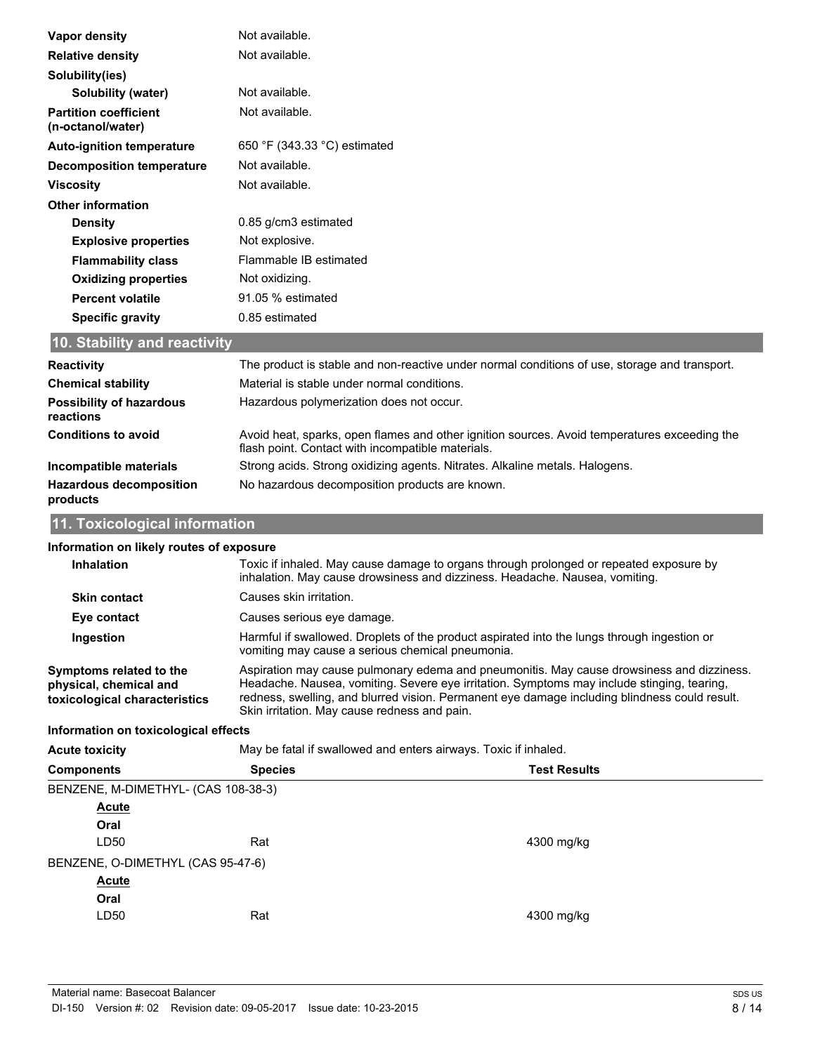| | |
|---|---|
| **Vapor density** | Not available. |
| **Relative density** | Not available. |
| **Solubility(ies)** | |
| **Solubility (water)** | Not available. |
| **Partition coefficient (n-octanol/water)** | Not available. |
| **Auto-ignition temperature** | 650 °F (343.33 °C) estimated |
| **Decomposition temperature** | Not available. |
| **Viscosity** | Not available. |
| **Other information** | |
| **Density** | 0.85 g/cm3 estimated |
| **Explosive properties** | Not explosive. |
| **Flammability class** | Flammable IB estimated |
| **Oxidizing properties** | Not oxidizing. |
| **Percent volatile** | 91.05 % estimated |
| **Specific gravity** | 0.85 estimated |

## 10. Stability and reactivity

| | |
|---|---|
| **Reactivity** | The product is stable and non-reactive under normal conditions of use, storage and transport. |
| **Chemical stability** | Material is stable under normal conditions. |
| **Possibility of hazardous reactions** | Hazardous polymerization does not occur. |
| **Conditions to avoid** | Avoid heat, sparks, open flames and other ignition sources. Avoid temperatures exceeding the flash point. Contact with incompatible materials. |
| **Incompatible materials** | Strong acids. Strong oxidizing agents. Nitrates. Alkaline metals. Halogens. |
| **Hazardous decomposition products** | No hazardous decomposition products are known. |

## 11. Toxicological information

**Information on likely routes of exposure**

| | |
|---|---|
| **Inhalation** | Toxic if inhaled. May cause damage to organs through prolonged or repeated exposure by inhalation. May cause drowsiness and dizziness. Headache. Nausea, vomiting. |
| **Skin contact** | Causes skin irritation. |
| **Eye contact** | Causes serious eye damage. |
| **Ingestion** | Harmful if swallowed. Droplets of the product aspirated into the lungs through ingestion or vomiting may cause a serious chemical pneumonia. |
| **Symptoms related to the physical, chemical and toxicological characteristics** | Aspiration may cause pulmonary edema and pneumonitis. May cause drowsiness and dizziness. Headache. Nausea, vomiting. Severe eye irritation. Symptoms may include stinging, tearing, redness, swelling, and blurred vision. Permanent eye damage including blindness could result. Skin irritation. May cause redness and pain. |

**Information on toxicological effects**

**Acute toxicity** May be fatal if swallowed and enters airways. Toxic if inhaled.

| Components | Species | Test Results |
|---|---|---|
| BENZENE, M-DIMETHYL- (CAS 108-38-3) | | |
| <u>**Acute**</u> | | |
| **Oral** | | |
| LD50 | Rat | 4300 mg/kg |
| BENZENE, O-DIMETHYL (CAS 95-47-6) | | |
| <u>**Acute**</u> | | |
| **Oral** | | |
| LD50 | Rat | 4300 mg/kg |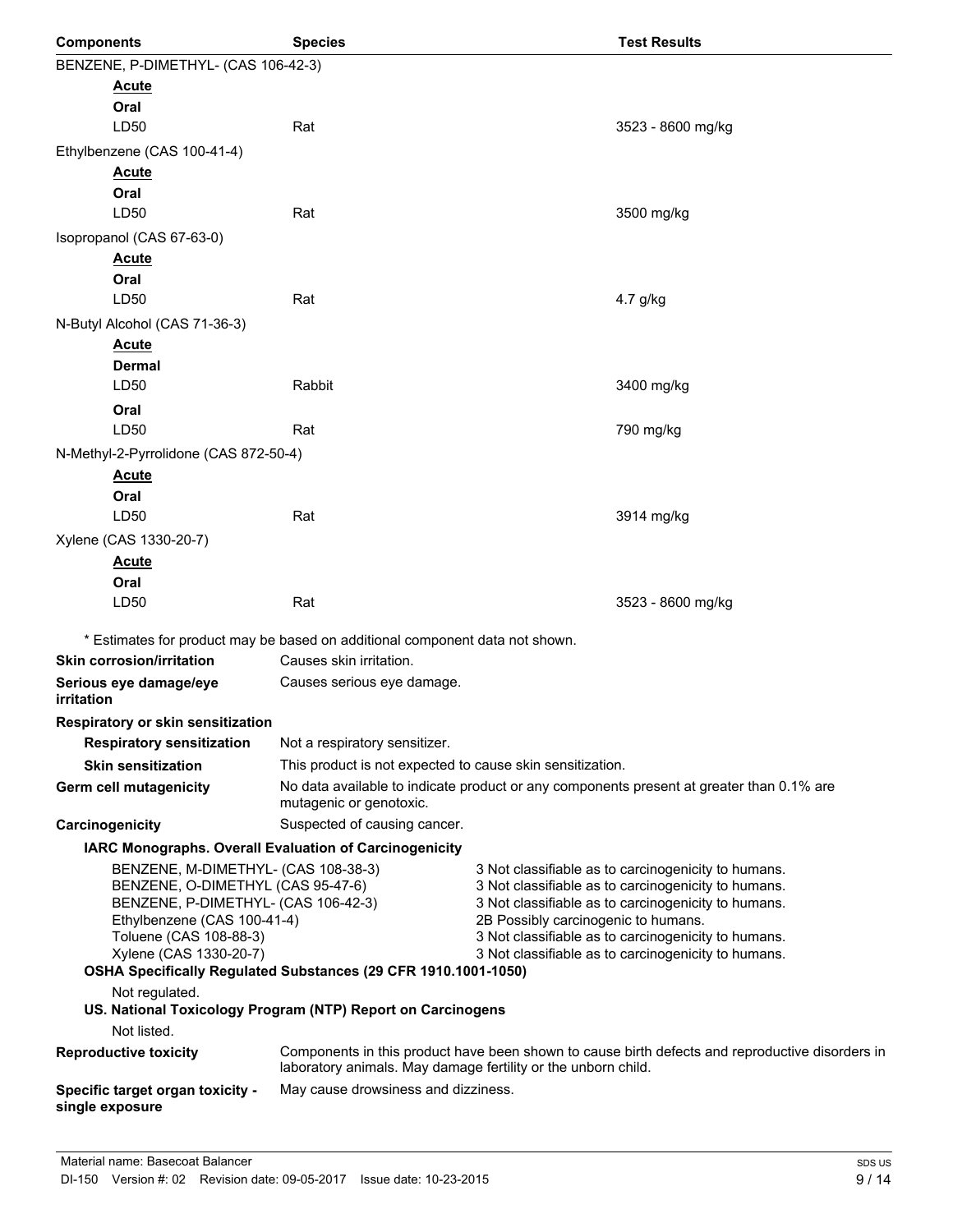| Components | Species | Test Results |
|---|---|---|
| BENZENE, P-DIMETHYL- (CAS 106-42-3) | | |
| **Acute** | | |
| **Oral** | | |
| LD50 | Rat | 3523 - 8600 mg/kg |
| Ethylbenzene (CAS 100-41-4) | | |
| **Acute** | | |
| **Oral** | | |
| LD50 | Rat | 3500 mg/kg |
| Isopropanol (CAS 67-63-0) | | |
| **Acute** | | |
| **Oral** | | |
| LD50 | Rat | 4.7 g/kg |
| N-Butyl Alcohol (CAS 71-36-3) | | |
| **Acute** | | |
| **Dermal** | | |
| LD50 | Rabbit | 3400 mg/kg |
| **Oral** | | |
| LD50 | Rat | 790 mg/kg |
| N-Methyl-2-Pyrrolidone (CAS 872-50-4) | | |
| **Acute** | | |
| **Oral** | | |
| LD50 | Rat | 3914 mg/kg |
| Xylene (CAS 1330-20-7) | | |
| **Acute** | | |
| **Oral** | | |
| LD50 | Rat | 3523 - 8600 mg/kg |

* Estimates for product may be based on additional component data not shown.

**Skin corrosion/irritation** Causes skin irritation.

**Serious eye damage/eye irritation** Causes serious eye damage.

**Respiratory or skin sensitization**

**Respiratory sensitization** Not a respiratory sensitizer.

**Skin sensitization** This product is not expected to cause skin sensitization.

**Germ cell mutagenicity** No data available to indicate product or any components present at greater than 0.1% are mutagenic or genotoxic.

**Carcinogenicity** Suspected of causing cancer.

**IARC Monographs. Overall Evaluation of Carcinogenicity**

| | |
|---|---|
| BENZENE, M-DIMETHYL- (CAS 108-38-3) | 3 Not classifiable as to carcinogenicity to humans. |
| BENZENE, O-DIMETHYL (CAS 95-47-6) | 3 Not classifiable as to carcinogenicity to humans. |
| BENZENE, P-DIMETHYL- (CAS 106-42-3) | 3 Not classifiable as to carcinogenicity to humans. |
| Ethylbenzene (CAS 100-41-4) | 2B Possibly carcinogenic to humans. |
| Toluene (CAS 108-88-3) | 3 Not classifiable as to carcinogenicity to humans. |
| Xylene (CAS 1330-20-7) | 3 Not classifiable as to carcinogenicity to humans. |

**OSHA Specifically Regulated Substances (29 CFR 1910.1001-1050)**

Not regulated.

**US. National Toxicology Program (NTP) Report on Carcinogens**

Not listed.

**Reproductive toxicity** Components in this product have been shown to cause birth defects and reproductive disorders in laboratory animals. May damage fertility or the unborn child.

**Specific target organ toxicity - single exposure** May cause drowsiness and dizziness.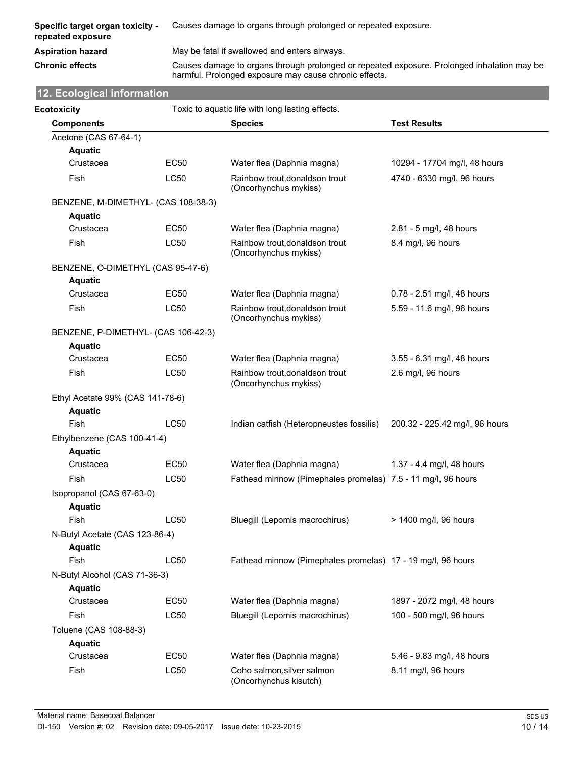| | |
|---|---|
| **Specific target organ toxicity - repeated exposure** | Causes damage to organs through prolonged or repeated exposure. |
| **Aspiration hazard** | May be fatal if swallowed and enters airways. |
| **Chronic effects** | Causes damage to organs through prolonged or repeated exposure. Prolonged inhalation may be harmful. Prolonged exposure may cause chronic effects. |

## 12. Ecological information

**Ecotoxicity** Toxic to aquatic life with long lasting effects.

| Components | | Species | Test Results |
|---|---|---|---|
| Acetone (CAS 67-64-1) | | | |
| **Aquatic** | | | |
| Crustacea | EC50 | Water flea (Daphnia magna) | 10294 - 17704 mg/l, 48 hours |
| Fish | LC50 | Rainbow trout,donaldson trout (Oncorhynchus mykiss) | 4740 - 6330 mg/l, 96 hours |
| BENZENE, M-DIMETHYL- (CAS 108-38-3) | | | |
| **Aquatic** | | | |
| Crustacea | EC50 | Water flea (Daphnia magna) | 2.81 - 5 mg/l, 48 hours |
| Fish | LC50 | Rainbow trout,donaldson trout (Oncorhynchus mykiss) | 8.4 mg/l, 96 hours |
| BENZENE, O-DIMETHYL (CAS 95-47-6) | | | |
| **Aquatic** | | | |
| Crustacea | EC50 | Water flea (Daphnia magna) | 0.78 - 2.51 mg/l, 48 hours |
| Fish | LC50 | Rainbow trout,donaldson trout (Oncorhynchus mykiss) | 5.59 - 11.6 mg/l, 96 hours |
| BENZENE, P-DIMETHYL- (CAS 106-42-3) | | | |
| **Aquatic** | | | |
| Crustacea | EC50 | Water flea (Daphnia magna) | 3.55 - 6.31 mg/l, 48 hours |
| Fish | LC50 | Rainbow trout,donaldson trout (Oncorhynchus mykiss) | 2.6 mg/l, 96 hours |
| Ethyl Acetate 99% (CAS 141-78-6) | | | |
| **Aquatic** | | | |
| Fish | LC50 | Indian catfish (Heteropneustes fossilis) | 200.32 - 225.42 mg/l, 96 hours |
| Ethylbenzene (CAS 100-41-4) | | | |
| **Aquatic** | | | |
| Crustacea | EC50 | Water flea (Daphnia magna) | 1.37 - 4.4 mg/l, 48 hours |
| Fish | LC50 | Fathead minnow (Pimephales promelas) | 7.5 - 11 mg/l, 96 hours |
| Isopropanol (CAS 67-63-0) | | | |
| **Aquatic** | | | |
| Fish | LC50 | Bluegill (Lepomis macrochirus) | > 1400 mg/l, 96 hours |
| N-Butyl Acetate (CAS 123-86-4) | | | |
| **Aquatic** | | | |
| Fish | LC50 | Fathead minnow (Pimephales promelas) | 17 - 19 mg/l, 96 hours |
| N-Butyl Alcohol (CAS 71-36-3) | | | |
| **Aquatic** | | | |
| Crustacea | EC50 | Water flea (Daphnia magna) | 1897 - 2072 mg/l, 48 hours |
| Fish | LC50 | Bluegill (Lepomis macrochirus) | 100 - 500 mg/l, 96 hours |
| Toluene (CAS 108-88-3) | | | |
| **Aquatic** | | | |
| Crustacea | EC50 | Water flea (Daphnia magna) | 5.46 - 9.83 mg/l, 48 hours |
| Fish | LC50 | Coho salmon,silver salmon (Oncorhynchus kisutch) | 8.11 mg/l, 96 hours |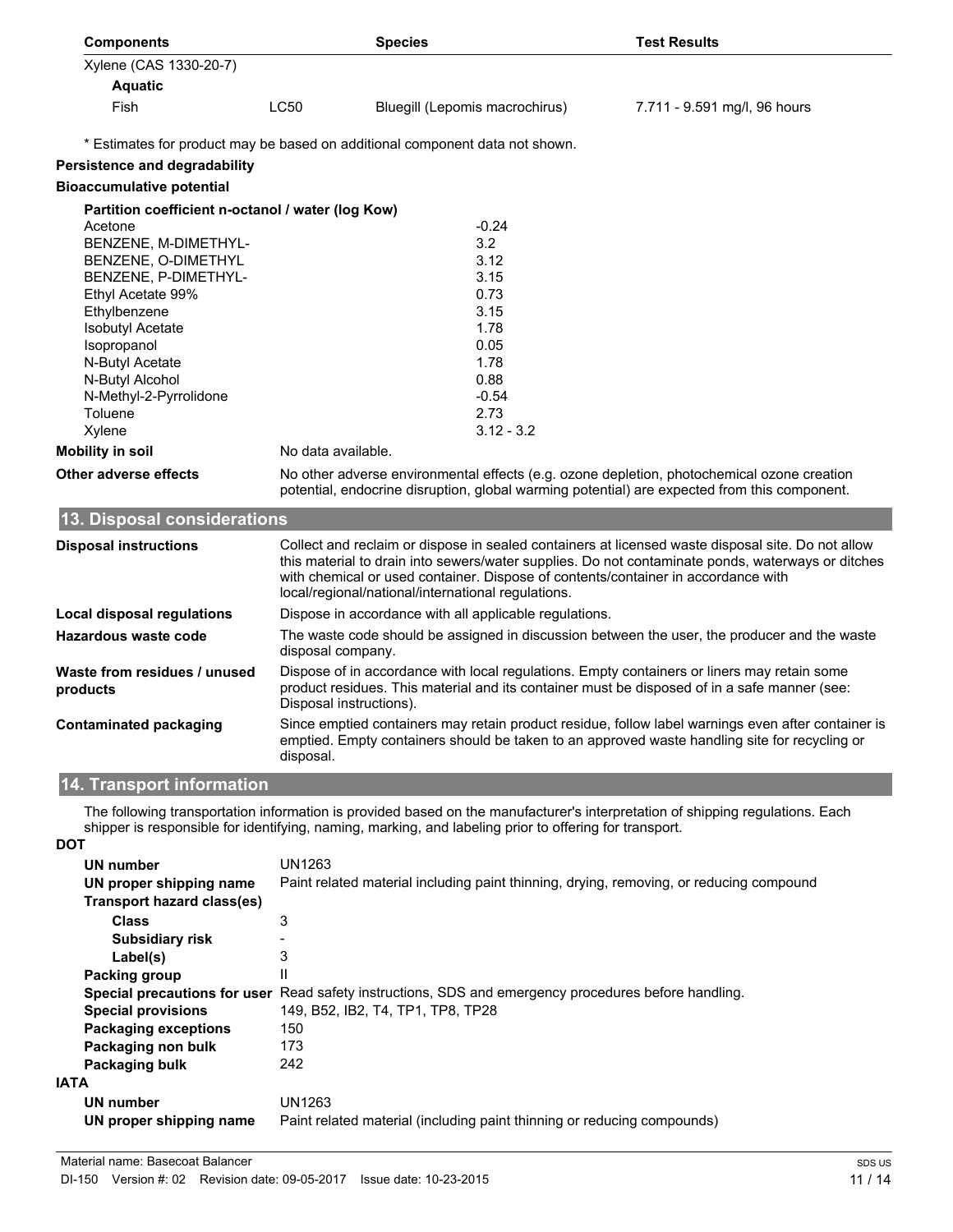| Components | | Species | Test Results |
|---|---|---|---|
| Xylene (CAS 1330-20-7) | | | |
| **Aquatic** | | | |
| Fish | LC50 | Bluegill (Lepomis macrochirus) | 7.711 - 9.591 mg/l, 96 hours |

\* Estimates for product may be based on additional component data not shown.

**Persistence and degradability**

**Bioaccumulative potential**

**Partition coefficient n-octanol / water (log Kow)**

| Component | log Kow |
|---|---|
| Acetone | -0.24 |
| BENZENE, M-DIMETHYL- | 3.2 |
| BENZENE, O-DIMETHYL | 3.12 |
| BENZENE, P-DIMETHYL- | 3.15 |
| Ethyl Acetate 99% | 0.73 |
| Ethylbenzene | 3.15 |
| Isobutyl Acetate | 1.78 |
| Isopropanol | 0.05 |
| N-Butyl Acetate | 1.78 |
| N-Butyl Alcohol | 0.88 |
| N-Methyl-2-Pyrrolidone | -0.54 |
| Toluene | 2.73 |
| Xylene | 3.12 - 3.2 |

**Mobility in soil** No data available.

**Other adverse effects** No other adverse environmental effects (e.g. ozone depletion, photochemical ozone creation potential, endocrine disruption, global warming potential) are expected from this component.

## 13. Disposal considerations

**Disposal instructions** Collect and reclaim or dispose in sealed containers at licensed waste disposal site. Do not allow this material to drain into sewers/water supplies. Do not contaminate ponds, waterways or ditches with chemical or used container. Dispose of contents/container in accordance with local/regional/national/international regulations.

**Local disposal regulations** Dispose in accordance with all applicable regulations.

**Hazardous waste code** The waste code should be assigned in discussion between the user, the producer and the waste disposal company.

**Waste from residues / unused products** Dispose of in accordance with local regulations. Empty containers or liners may retain some product residues. This material and its container must be disposed of in a safe manner (see: Disposal instructions).

**Contaminated packaging** Since emptied containers may retain product residue, follow label warnings even after container is emptied. Empty containers should be taken to an approved waste handling site for recycling or disposal.

## 14. Transport information

The following transportation information is provided based on the manufacturer's interpretation of shipping regulations. Each shipper is responsible for identifying, naming, marking, and labeling prior to offering for transport.

**DOT**

**UN number** UN1263

**UN proper shipping name** Paint related material including paint thinning, drying, removing, or reducing compound

**Transport hazard class(es)**

- **Class** 3
- **Subsidiary risk** -
- **Label(s)** 3

**Packing group** II

**Special precautions for user** Read safety instructions, SDS and emergency procedures before handling.

**Special provisions** 149, B52, IB2, T4, TP1, TP8, TP28

**Packaging exceptions** 150

**Packaging non bulk** 173

**Packaging bulk** 242

**IATA**

**UN number** UN1263

**UN proper shipping name** Paint related material (including paint thinning or reducing compounds)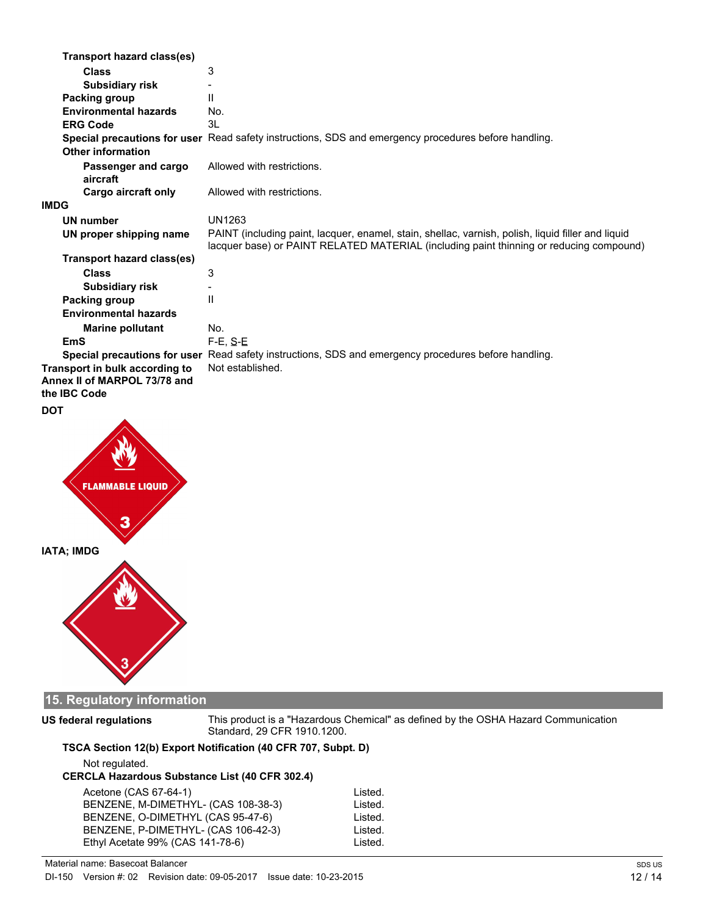**Transport hazard class(es)**

| | |
|---|---|
| **Class** | 3 |
| **Subsidiary risk** | - |
| **Packing group** | II |
| **Environmental hazards** | No. |
| **ERG Code** | 3L |
| **Special precautions for user** | Read safety instructions, SDS and emergency procedures before handling. |

**Other information**

| | |
|---|---|
| **Passenger and cargo aircraft** | Allowed with restrictions. |
| **Cargo aircraft only** | Allowed with restrictions. |

**IMDG**

| | |
|---|---|
| **UN number** | UN1263 |
| **UN proper shipping name** | PAINT (including paint, lacquer, enamel, stain, shellac, varnish, polish, liquid filler and liquid lacquer base) or PAINT RELATED MATERIAL (including paint thinning or reducing compound) |

**Transport hazard class(es)**

| | |
|---|---|
| **Class** | 3 |
| **Subsidiary risk** | - |
| **Packing group** | II |

**Environmental hazards**

| | |
|---|---|
| **Marine pollutant** | No. |
| **EmS** | F-E, S-E |
| **Special precautions for user** | Read safety instructions, SDS and emergency procedures before handling. |
| **Transport in bulk according to Annex II of MARPOL 73/78 and the IBC Code** | Not established. |

**DOT**

FLAMMABLE LIQUID 3

**IATA; IMDG**

3

## 15. Regulatory information

**US federal regulations** This product is a "Hazardous Chemical" as defined by the OSHA Hazard Communication Standard, 29 CFR 1910.1200.

**TSCA Section 12(b) Export Notification (40 CFR 707, Subpt. D)**

Not regulated.

**CERCLA Hazardous Substance List (40 CFR 302.4)**

| | |
|---|---|
| Acetone (CAS 67-64-1) | Listed. |
| BENZENE, M-DIMETHYL- (CAS 108-38-3) | Listed. |
| BENZENE, O-DIMETHYL (CAS 95-47-6) | Listed. |
| BENZENE, P-DIMETHYL- (CAS 106-42-3) | Listed. |
| Ethyl Acetate 99% (CAS 141-78-6) | Listed. |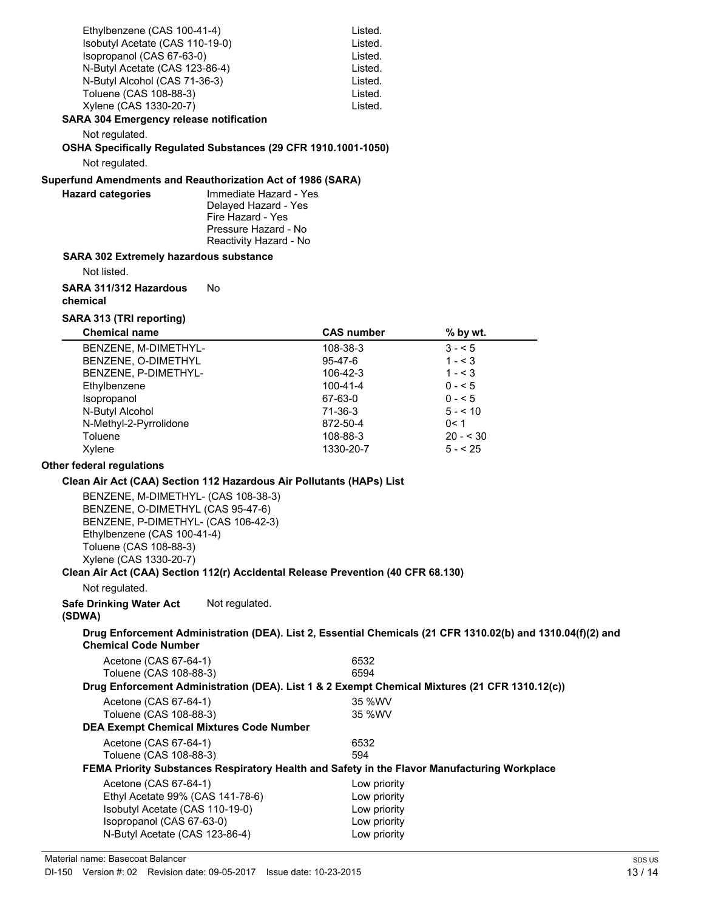| | |
|---|---|
| Ethylbenzene (CAS 100-41-4) | Listed. |
| Isobutyl Acetate (CAS 110-19-0) | Listed. |
| Isopropanol (CAS 67-63-0) | Listed. |
| N-Butyl Acetate (CAS 123-86-4) | Listed. |
| N-Butyl Alcohol (CAS 71-36-3) | Listed. |
| Toluene (CAS 108-88-3) | Listed. |
| Xylene (CAS 1330-20-7) | Listed. |

**SARA 304 Emergency release notification**

Not regulated.

**OSHA Specifically Regulated Substances (29 CFR 1910.1001-1050)**

Not regulated.

**Superfund Amendments and Reauthorization Act of 1986 (SARA)**

**Hazard categories**
Immediate Hazard - Yes
Delayed Hazard - Yes
Fire Hazard - Yes
Pressure Hazard - No
Reactivity Hazard - No

**SARA 302 Extremely hazardous substance**

Not listed.

**SARA 311/312 Hazardous chemical** No

**SARA 313 (TRI reporting)**

| Chemical name | CAS number | % by wt. |
|---|---|---|
| BENZENE, M-DIMETHYL- | 108-38-3 | 3 - < 5 |
| BENZENE, O-DIMETHYL | 95-47-6 | 1 - < 3 |
| BENZENE, P-DIMETHYL- | 106-42-3 | 1 - < 3 |
| Ethylbenzene | 100-41-4 | 0 - < 5 |
| Isopropanol | 67-63-0 | 0 - < 5 |
| N-Butyl Alcohol | 71-36-3 | 5 - < 10 |
| N-Methyl-2-Pyrrolidone | 872-50-4 | 0< 1 |
| Toluene | 108-88-3 | 20 - < 30 |
| Xylene | 1330-20-7 | 5 - < 25 |

**Other federal regulations**

**Clean Air Act (CAA) Section 112 Hazardous Air Pollutants (HAPs) List**

BENZENE, M-DIMETHYL- (CAS 108-38-3)
BENZENE, O-DIMETHYL (CAS 95-47-6)
BENZENE, P-DIMETHYL- (CAS 106-42-3)
Ethylbenzene (CAS 100-41-4)
Toluene (CAS 108-88-3)
Xylene (CAS 1330-20-7)

**Clean Air Act (CAA) Section 112(r) Accidental Release Prevention (40 CFR 68.130)**

Not regulated.

**Safe Drinking Water Act (SDWA)** Not regulated.

**Drug Enforcement Administration (DEA). List 2, Essential Chemicals (21 CFR 1310.02(b) and 1310.04(f)(2) and Chemical Code Number**

| | |
|---|---|
| Acetone (CAS 67-64-1) | 6532 |
| Toluene (CAS 108-88-3) | 6594 |

**Drug Enforcement Administration (DEA). List 1 & 2 Exempt Chemical Mixtures (21 CFR 1310.12(c))**

| | |
|---|---|
| Acetone (CAS 67-64-1) | 35 %WV |
| Toluene (CAS 108-88-3) | 35 %WV |

**DEA Exempt Chemical Mixtures Code Number**

| | |
|---|---|
| Acetone (CAS 67-64-1) | 6532 |
| Toluene (CAS 108-88-3) | 594 |

**FEMA Priority Substances Respiratory Health and Safety in the Flavor Manufacturing Workplace**

| | |
|---|---|
| Acetone (CAS 67-64-1) | Low priority |
| Ethyl Acetate 99% (CAS 141-78-6) | Low priority |
| Isobutyl Acetate (CAS 110-19-0) | Low priority |
| Isopropanol (CAS 67-63-0) | Low priority |
| N-Butyl Acetate (CAS 123-86-4) | Low priority |

Material name: Basecoat Balancer
DI-150 Version #: 02 Revision date: 09-05-2017 Issue date: 10-23-2015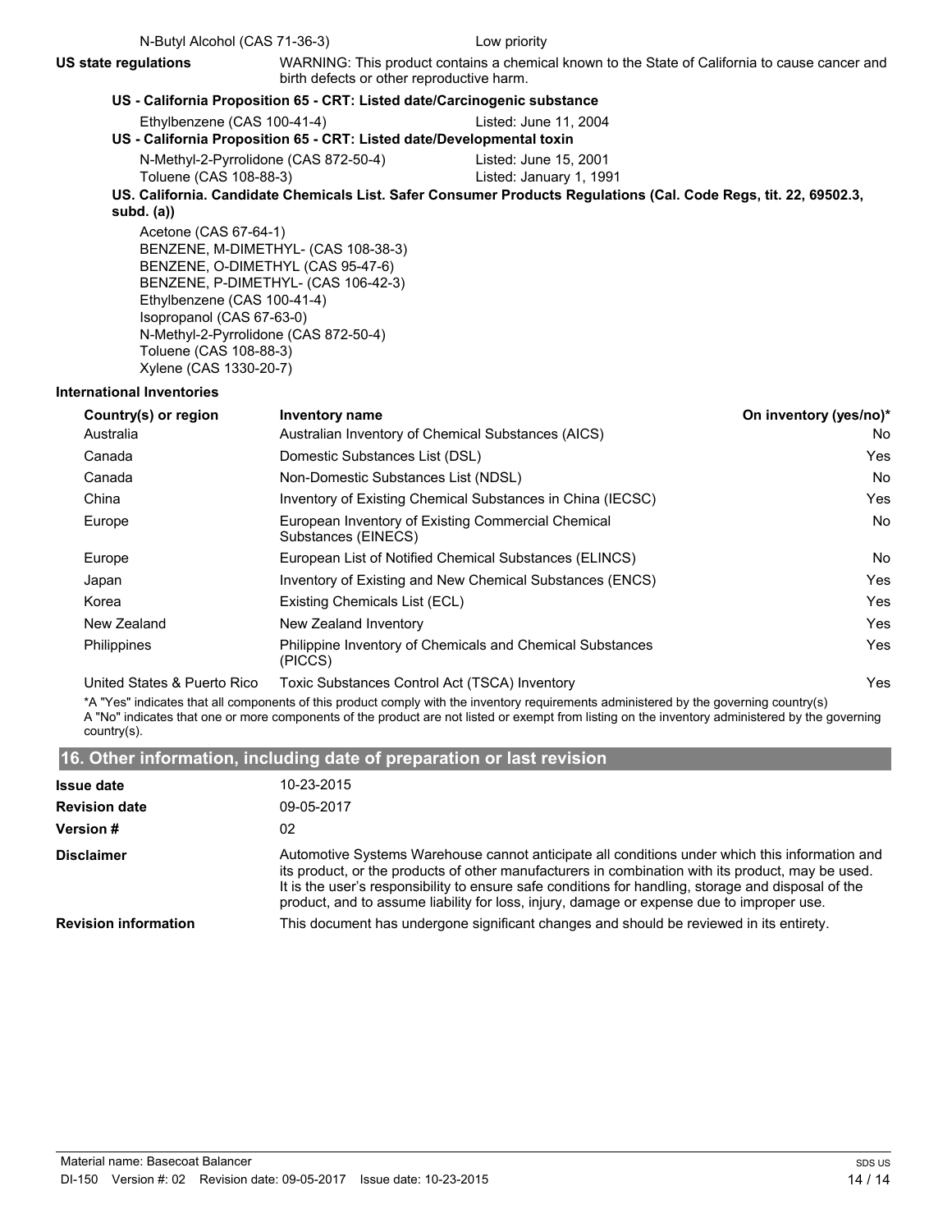| | |
|---|---|
| N-Butyl Alcohol (CAS 71-36-3) | Low priority |

**US state regulations** WARNING: This product contains a chemical known to the State of California to cause cancer and birth defects or other reproductive harm.

**US - California Proposition 65 - CRT: Listed date/Carcinogenic substance**

| | |
|---|---|
| Ethylbenzene (CAS 100-41-4) | Listed: June 11, 2004 |

**US - California Proposition 65 - CRT: Listed date/Developmental toxin**

| | |
|---|---|
| N-Methyl-2-Pyrrolidone (CAS 872-50-4) | Listed: June 15, 2001 |
| Toluene (CAS 108-88-3) | Listed: January 1, 1991 |

**US. California. Candidate Chemicals List. Safer Consumer Products Regulations (Cal. Code Regs, tit. 22, 69502.3, subd. (a))**

Acetone (CAS 67-64-1)
BENZENE, M-DIMETHYL- (CAS 108-38-3)
BENZENE, O-DIMETHYL (CAS 95-47-6)
BENZENE, P-DIMETHYL- (CAS 106-42-3)
Ethylbenzene (CAS 100-41-4)
Isopropanol (CAS 67-63-0)
N-Methyl-2-Pyrrolidone (CAS 872-50-4)
Toluene (CAS 108-88-3)
Xylene (CAS 1330-20-7)

**International Inventories**

| Country(s) or region | Inventory name | On inventory (yes/no)* |
|---|---|---|
| Australia | Australian Inventory of Chemical Substances (AICS) | No |
| Canada | Domestic Substances List (DSL) | Yes |
| Canada | Non-Domestic Substances List (NDSL) | No |
| China | Inventory of Existing Chemical Substances in China (IECSC) | Yes |
| Europe | European Inventory of Existing Commercial Chemical Substances (EINECS) | No |
| Europe | European List of Notified Chemical Substances (ELINCS) | No |
| Japan | Inventory of Existing and New Chemical Substances (ENCS) | Yes |
| Korea | Existing Chemicals List (ECL) | Yes |
| New Zealand | New Zealand Inventory | Yes |
| Philippines | Philippine Inventory of Chemicals and Chemical Substances (PICCS) | Yes |
| United States & Puerto Rico | Toxic Substances Control Act (TSCA) Inventory | Yes |

*A "Yes" indicates that all components of this product comply with the inventory requirements administered by the governing country(s)
A "No" indicates that one or more components of the product are not listed or exempt from listing on the inventory administered by the governing country(s).

## 16. Other information, including date of preparation or last revision

| | |
|---|---|
| **Issue date** | 10-23-2015 |
| **Revision date** | 09-05-2017 |
| **Version #** | 02 |
| **Disclaimer** | Automotive Systems Warehouse cannot anticipate all conditions under which this information and its product, or the products of other manufacturers in combination with its product, may be used. It is the user's responsibility to ensure safe conditions for handling, storage and disposal of the product, and to assume liability for loss, injury, damage or expense due to improper use. |
| **Revision information** | This document has undergone significant changes and should be reviewed in its entirety. |